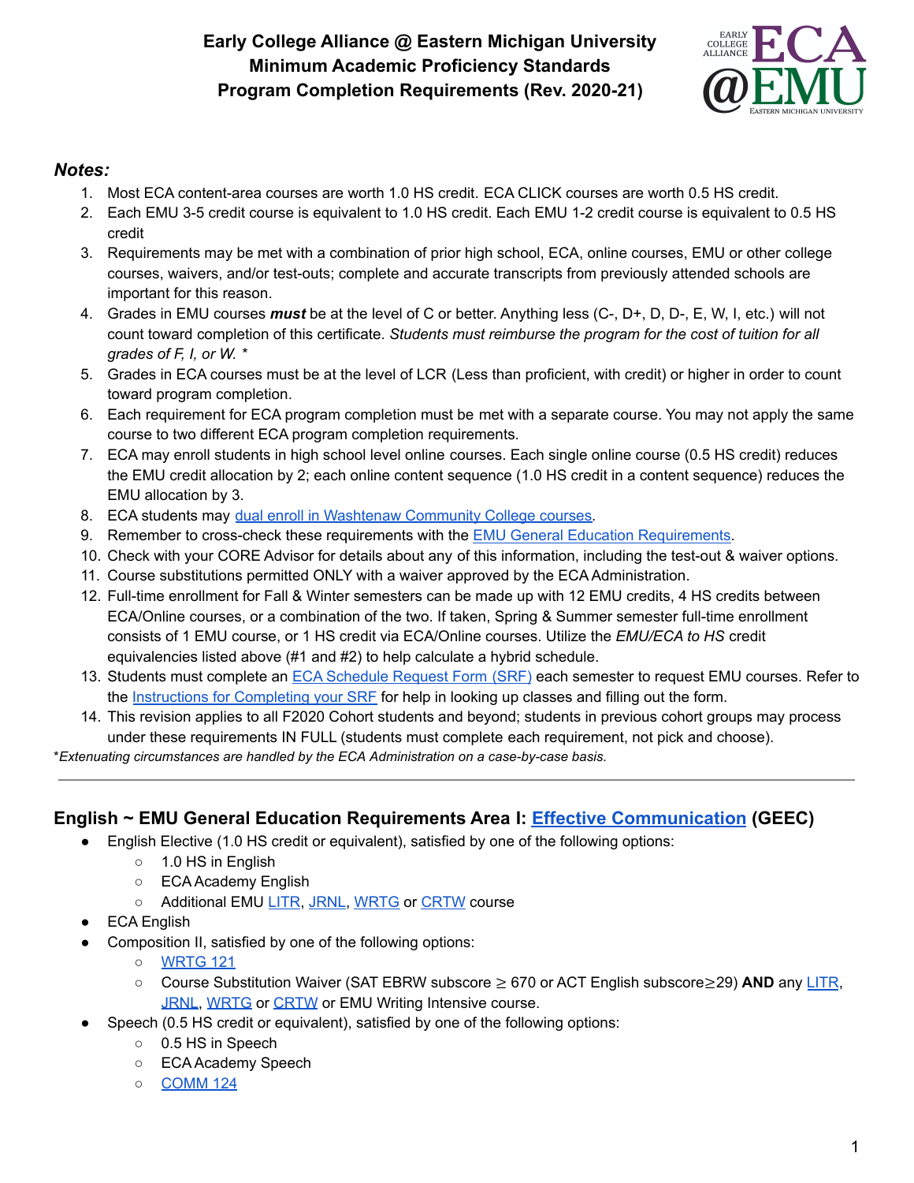# Early College Alliance @ Eastern Michigan University
## Minimum Academic Proficiency Standards
## Program Completion Requirements (Rev. 2020-21)

### *Notes:*

1. Most ECA content-area courses are worth 1.0 HS credit. ECA CLICK courses are worth 0.5 HS credit.
2. Each EMU 3-5 credit course is equivalent to 1.0 HS credit. Each EMU 1-2 credit course is equivalent to 0.5 HS credit
3. Requirements may be met with a combination of prior high school, ECA, online courses, EMU or other college courses, waivers, and/or test-outs; complete and accurate transcripts from previously attended schools are important for this reason.
4. Grades in EMU courses ***must*** be at the level of C or better. Anything less (C-, D+, D, D-, E, W, I, etc.) will not count toward completion of this certificate. *Students must reimburse the program for the cost of tuition for all grades of F, I, or W. **
5. Grades in ECA courses must be at the level of LCR (Less than proficient, with credit) or higher in order to count toward program completion.
6. Each requirement for ECA program completion must be met with a separate course. You may not apply the same course to two different ECA program completion requirements.
7. ECA may enroll students in high school level online courses. Each single online course (0.5 HS credit) reduces the EMU credit allocation by 2; each online content sequence (1.0 HS credit in a content sequence) reduces the EMU allocation by 3.
8. ECA students may dual enroll in Washtenaw Community College courses.
9. Remember to cross-check these requirements with the EMU General Education Requirements.
10. Check with your CORE Advisor for details about any of this information, including the test-out & waiver options.
11. Course substitutions permitted ONLY with a waiver approved by the ECA Administration.
12. Full-time enrollment for Fall & Winter semesters can be made up with 12 EMU credits, 4 HS credits between ECA/Online courses, or a combination of the two. If taken, Spring & Summer semester full-time enrollment consists of 1 EMU course, or 1 HS credit via ECA/Online courses. Utilize the *EMU/ECA to HS* credit equivalencies listed above (#1 and #2) to help calculate a hybrid schedule.
13. Students must complete an ECA Schedule Request Form (SRF) each semester to request EMU courses. Refer to the Instructions for Completing your SRF for help in looking up classes and filling out the form.
14. This revision applies to all F2020 Cohort students and beyond; students in previous cohort groups may process under these requirements IN FULL (students must complete each requirement, not pick and choose).

**Extenuating circumstances are handled by the ECA Administration on a case-by-case basis.*

---

## English ~ EMU General Education Requirements Area I: Effective Communication (GEEC)

- English Elective (1.0 HS credit or equivalent), satisfied by one of the following options:
  - 1.0 HS in English
  - ECA Academy English
  - Additional EMU LITR, JRNL, WRTG or CRTW course
- ECA English
- Composition II, satisfied by one of the following options:
  - WRTG 121
  - Course Substitution Waiver (SAT EBRW subscore ≥ 670 or ACT English subscore≥29) **AND** any LITR, JRNL, WRTG or CRTW or EMU Writing Intensive course.
- Speech (0.5 HS credit or equivalent), satisfied by one of the following options:
  - 0.5 HS in Speech
  - ECA Academy Speech
  - COMM 124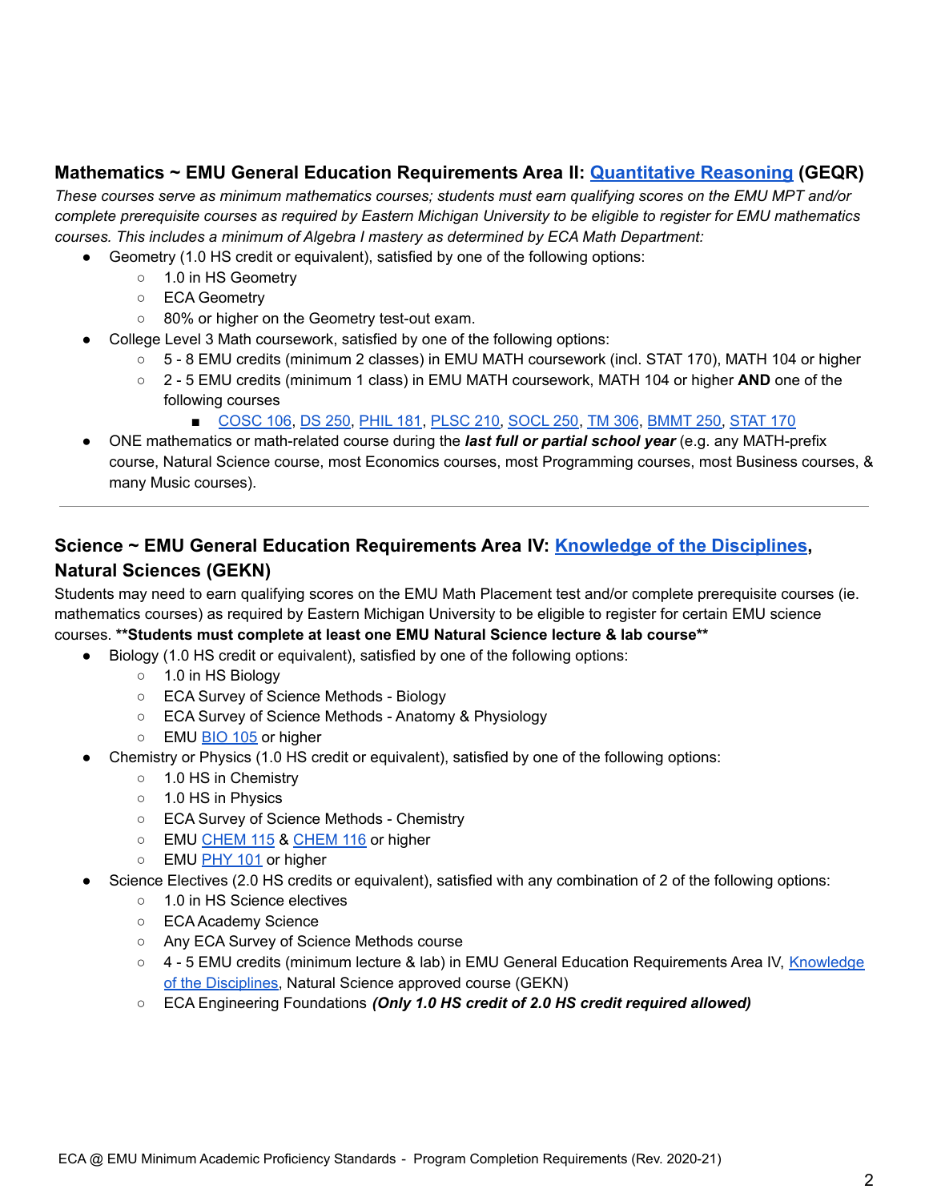### Mathematics ~ EMU General Education Requirements Area II: [Quantitative Reasoning](#) (GEQR)

*These courses serve as minimum mathematics courses; students must earn qualifying scores on the EMU MPT and/or complete prerequisite courses as required by Eastern Michigan University to be eligible to register for EMU mathematics courses. This includes a minimum of Algebra I mastery as determined by ECA Math Department:*

- Geometry (1.0 HS credit or equivalent), satisfied by one of the following options:
  - 1.0 in HS Geometry
  - ECA Geometry
  - 80% or higher on the Geometry test-out exam.
- College Level 3 Math coursework, satisfied by one of the following options:
  - 5 - 8 EMU credits (minimum 2 classes) in EMU MATH coursework (incl. STAT 170), MATH 104 or higher
  - 2 - 5 EMU credits (minimum 1 class) in EMU MATH coursework, MATH 104 or higher **AND** one of the following courses
    - COSC 106, DS 250, PHIL 181, PLSC 210, SOCL 250, TM 306, BMMT 250, STAT 170
- ONE mathematics or math-related course during the ***last full or partial school year*** (e.g. any MATH-prefix course, Natural Science course, most Economics courses, most Programming courses, most Business courses, & many Music courses).

---

### Science ~ EMU General Education Requirements Area IV: [Knowledge of the Disciplines](#), Natural Sciences (GEKN)

Students may need to earn qualifying scores on the EMU Math Placement test and/or complete prerequisite courses (ie. mathematics courses) as required by Eastern Michigan University to be eligible to register for certain EMU science courses. **Students must complete at least one EMU Natural Science lecture & lab course**

- Biology (1.0 HS credit or equivalent), satisfied by one of the following options:
  - 1.0 in HS Biology
  - ECA Survey of Science Methods - Biology
  - ECA Survey of Science Methods - Anatomy & Physiology
  - EMU BIO 105 or higher
- Chemistry or Physics (1.0 HS credit or equivalent), satisfied by one of the following options:
  - 1.0 HS in Chemistry
  - 1.0 HS in Physics
  - ECA Survey of Science Methods - Chemistry
  - EMU CHEM 115 & CHEM 116 or higher
  - EMU PHY 101 or higher
- Science Electives (2.0 HS credits or equivalent), satisfied with any combination of 2 of the following options:
  - 1.0 in HS Science electives
  - ECA Academy Science
  - Any ECA Survey of Science Methods course
  - 4 - 5 EMU credits (minimum lecture & lab) in EMU General Education Requirements Area IV, Knowledge of the Disciplines, Natural Science approved course (GEKN)
  - ECA Engineering Foundations ***(Only 1.0 HS credit of 2.0 HS credit required allowed)***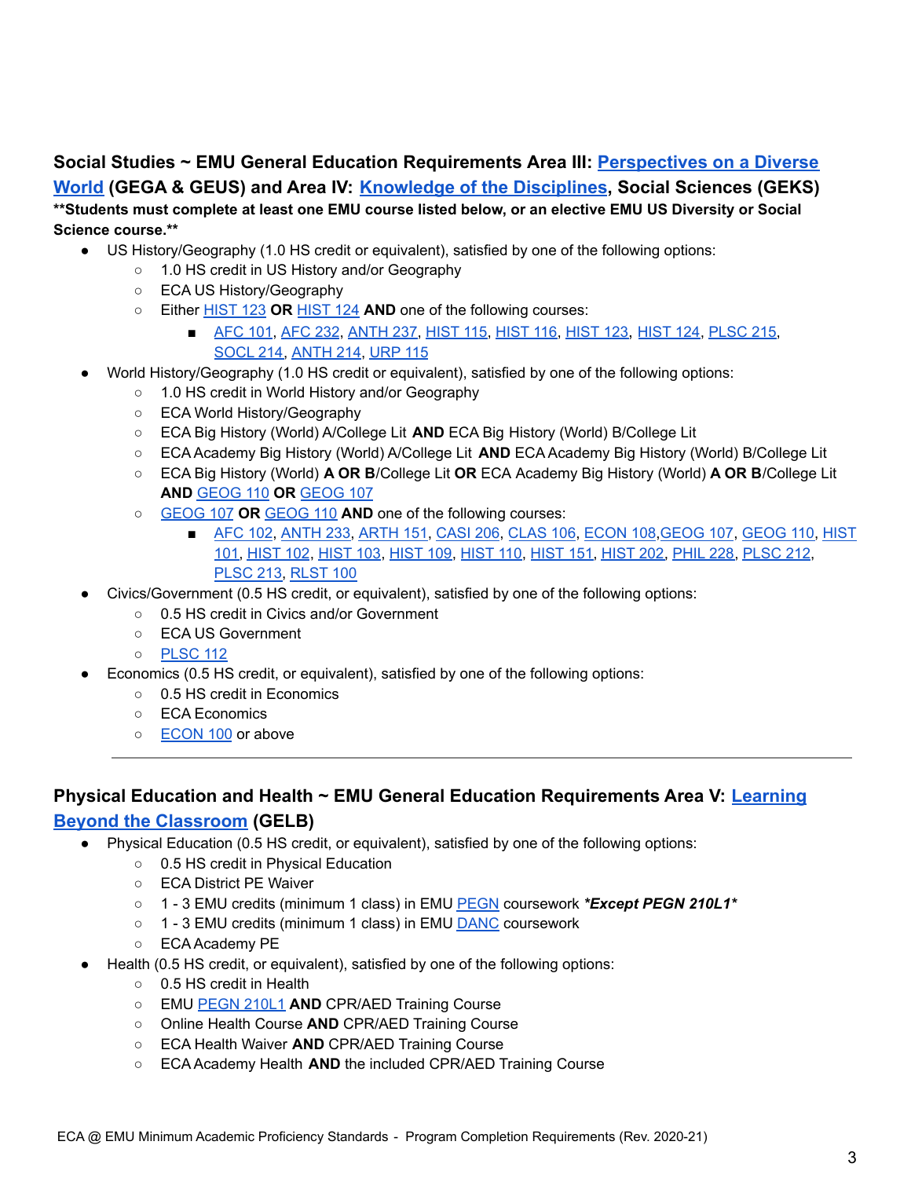### Social Studies ~ EMU General Education Requirements Area III: Perspectives on a Diverse World (GEGA & GEUS) and Area IV: Knowledge of the Disciplines, Social Sciences (GEKS)

**\*\*Students must complete at least one EMU course listed below, or an elective EMU US Diversity or Social Science course.\*\***

- US History/Geography (1.0 HS credit or equivalent), satisfied by one of the following options:
  - 1.0 HS credit in US History and/or Geography
  - ECA US History/Geography
  - Either HIST 123 **OR** HIST 124 **AND** one of the following courses:
    - AFC 101, AFC 232, ANTH 237, HIST 115, HIST 116, HIST 123, HIST 124, PLSC 215, SOCL 214, ANTH 214, URP 115
- World History/Geography (1.0 HS credit or equivalent), satisfied by one of the following options:
  - 1.0 HS credit in World History and/or Geography
  - ECA World History/Geography
  - ECA Big History (World) A/College Lit **AND** ECA Big History (World) B/College Lit
  - ECA Academy Big History (World) A/College Lit **AND** ECA Academy Big History (World) B/College Lit
  - ECA Big History (World) **A OR B**/College Lit **OR** ECA Academy Big History (World) **A OR B**/College Lit **AND** GEOG 110 **OR** GEOG 107
  - GEOG 107 **OR** GEOG 110 **AND** one of the following courses:
    - AFC 102, ANTH 233, ARTH 151, CASI 206, CLAS 106, ECON 108, GEOG 107, GEOG 110, HIST 101, HIST 102, HIST 103, HIST 109, HIST 110, HIST 151, HIST 202, PHIL 228, PLSC 212, PLSC 213, RLST 100
- Civics/Government (0.5 HS credit, or equivalent), satisfied by one of the following options:
  - 0.5 HS credit in Civics and/or Government
  - ECA US Government
  - PLSC 112
- Economics (0.5 HS credit, or equivalent), satisfied by one of the following options:
  - 0.5 HS credit in Economics
  - ECA Economics
  - ECON 100 or above

---

### Physical Education and Health ~ EMU General Education Requirements Area V: Learning Beyond the Classroom (GELB)

- Physical Education (0.5 HS credit, or equivalent), satisfied by one of the following options:
  - 0.5 HS credit in Physical Education
  - ECA District PE Waiver
  - 1 - 3 EMU credits (minimum 1 class) in EMU PEGN coursework ***Except PEGN 210L1***
  - 1 - 3 EMU credits (minimum 1 class) in EMU DANC coursework
  - ECA Academy PE
- Health (0.5 HS credit, or equivalent), satisfied by one of the following options:
  - 0.5 HS credit in Health
  - EMU PEGN 210L1 **AND** CPR/AED Training Course
  - Online Health Course **AND** CPR/AED Training Course
  - ECA Health Waiver **AND** CPR/AED Training Course
  - ECA Academy Health **AND** the included CPR/AED Training Course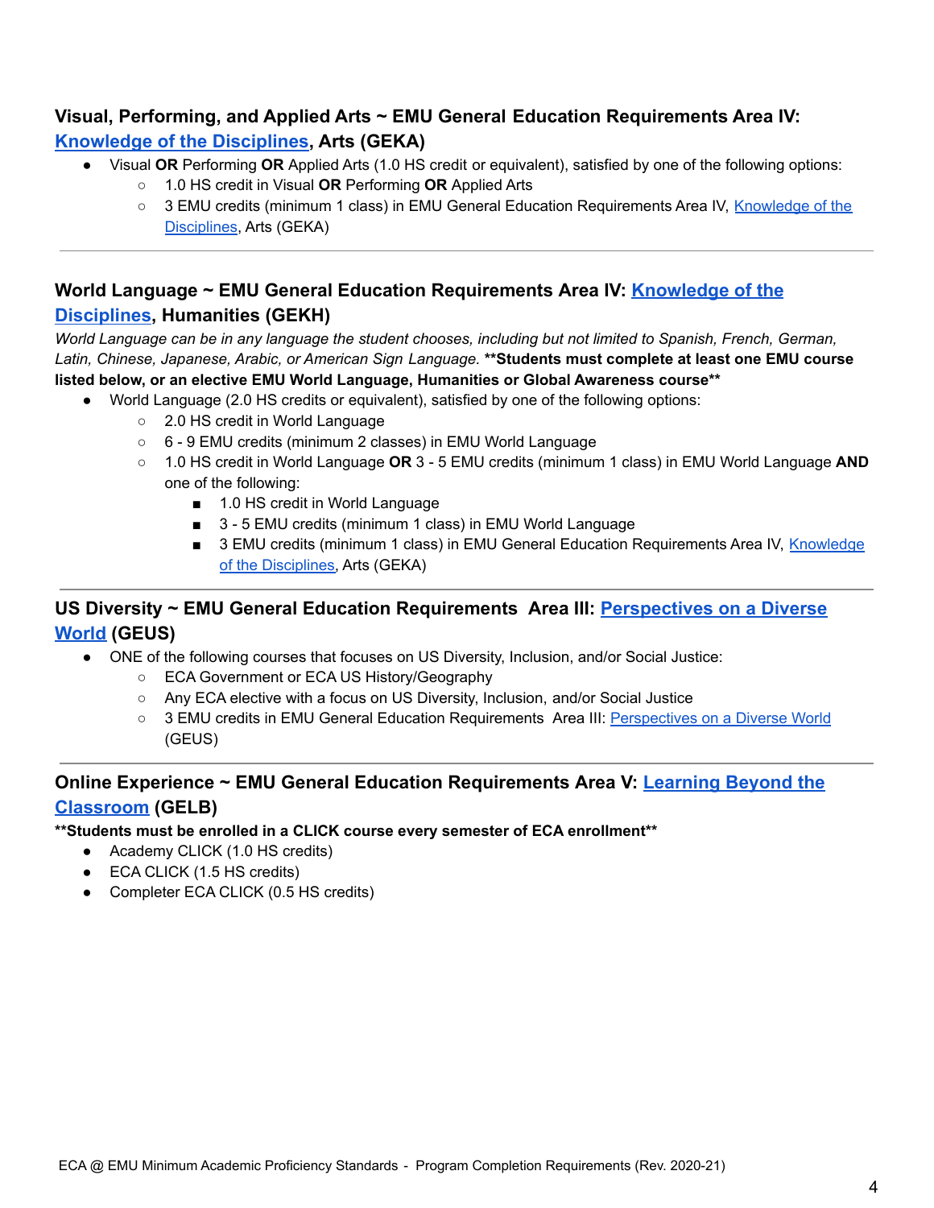### Visual, Performing, and Applied Arts ~ EMU General Education Requirements Area IV: Knowledge of the Disciplines, Arts (GEKA)

- Visual **OR** Performing **OR** Applied Arts (1.0 HS credit or equivalent), satisfied by one of the following options:
  - 1.0 HS credit in Visual **OR** Performing **OR** Applied Arts
  - 3 EMU credits (minimum 1 class) in EMU General Education Requirements Area IV, Knowledge of the Disciplines, Arts (GEKA)

---

### World Language ~ EMU General Education Requirements Area IV: Knowledge of the Disciplines, Humanities (GEKH)

*World Language can be in any language the student chooses, including but not limited to Spanish, French, German, Latin, Chinese, Japanese, Arabic, or American Sign Language.* **\*\*Students must complete at least one EMU course listed below, or an elective EMU World Language, Humanities or Global Awareness course\*\***

- World Language (2.0 HS credits or equivalent), satisfied by one of the following options:
  - 2.0 HS credit in World Language
  - 6 - 9 EMU credits (minimum 2 classes) in EMU World Language
  - 1.0 HS credit in World Language **OR** 3 - 5 EMU credits (minimum 1 class) in EMU World Language **AND** one of the following:
    - 1.0 HS credit in World Language
    - 3 - 5 EMU credits (minimum 1 class) in EMU World Language
    - 3 EMU credits (minimum 1 class) in EMU General Education Requirements Area IV, Knowledge of the Disciplines, Arts (GEKA)

---

### US Diversity ~ EMU General Education Requirements Area III: Perspectives on a Diverse World (GEUS)

- ONE of the following courses that focuses on US Diversity, Inclusion, and/or Social Justice:
  - ECA Government or ECA US History/Geography
  - Any ECA elective with a focus on US Diversity, Inclusion, and/or Social Justice
  - 3 EMU credits in EMU General Education Requirements Area III: Perspectives on a Diverse World (GEUS)

---

### Online Experience ~ EMU General Education Requirements Area V: Learning Beyond the Classroom (GELB)

**\*\*Students must be enrolled in a CLICK course every semester of ECA enrollment\*\***

- Academy CLICK (1.0 HS credits)
- ECA CLICK (1.5 HS credits)
- Completer ECA CLICK (0.5 HS credits)